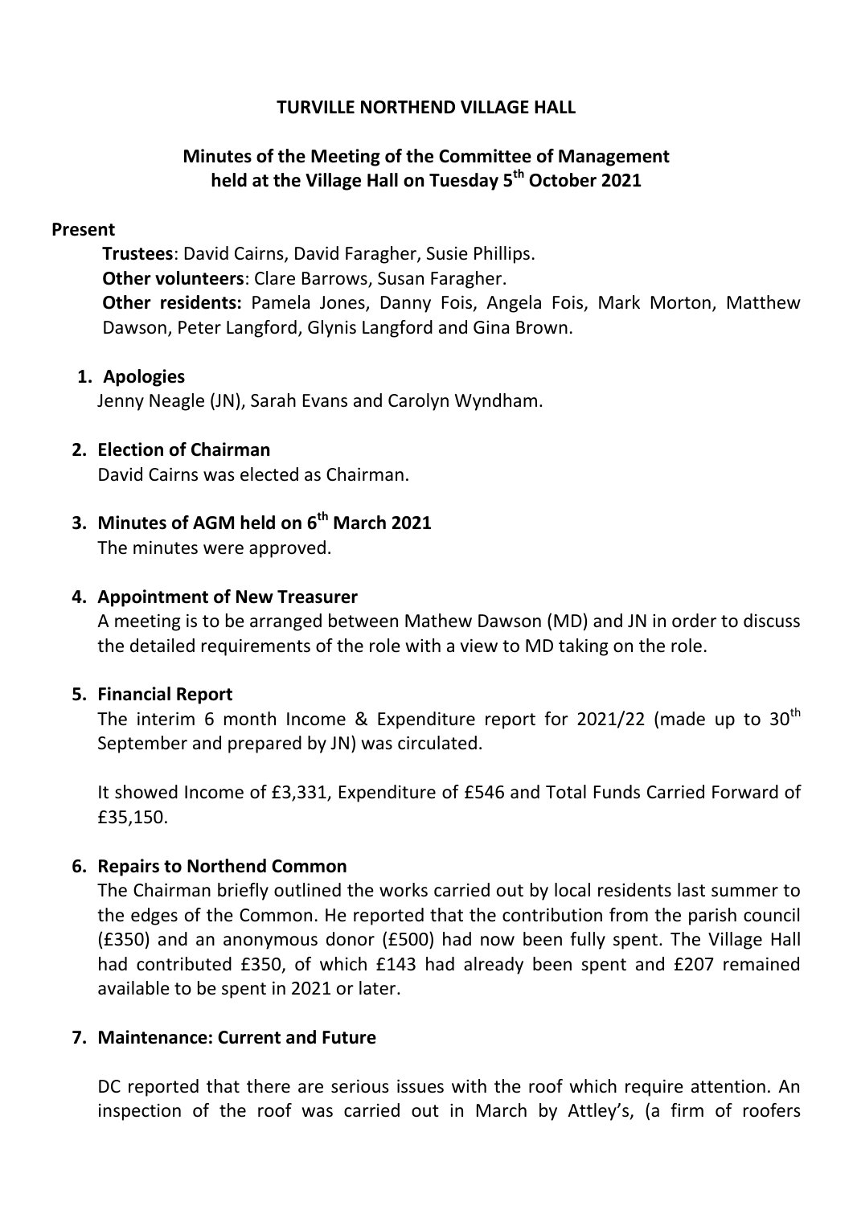# TURVILLE NORTHEND VILLAGE HALL

## Minutes of the Meeting of the Committee of Management held at the Village Hall on Tuesday 5th October 2021

**Present**

**Trustees**: David Cairns, David Faragher, Susie Phillips.
**Other volunteers**: Clare Barrows, Susan Faragher.
**Other residents:** Pamela Jones, Danny Fois, Angela Fois, Mark Morton, Matthew Dawson, Peter Langford, Glynis Langford and Gina Brown.

1. **Apologies**
   Jenny Neagle (JN), Sarah Evans and Carolyn Wyndham.

2. **Election of Chairman**
   David Cairns was elected as Chairman.

3. **Minutes of AGM held on 6th March 2021**
   The minutes were approved.

4. **Appointment of New Treasurer**
   A meeting is to be arranged between Mathew Dawson (MD) and JN in order to discuss the detailed requirements of the role with a view to MD taking on the role.

5. **Financial Report**
   The interim 6 month Income & Expenditure report for 2021/22 (made up to 30th September and prepared by JN) was circulated.

   It showed Income of £3,331, Expenditure of £546 and Total Funds Carried Forward of £35,150.

6. **Repairs to Northend Common**
   The Chairman briefly outlined the works carried out by local residents last summer to the edges of the Common. He reported that the contribution from the parish council (£350) and an anonymous donor (£500) had now been fully spent. The Village Hall had contributed £350, of which £143 had already been spent and £207 remained available to be spent in 2021 or later.

7. **Maintenance: Current and Future**

   DC reported that there are serious issues with the roof which require attention. An inspection of the roof was carried out in March by Attley's, (a firm of roofers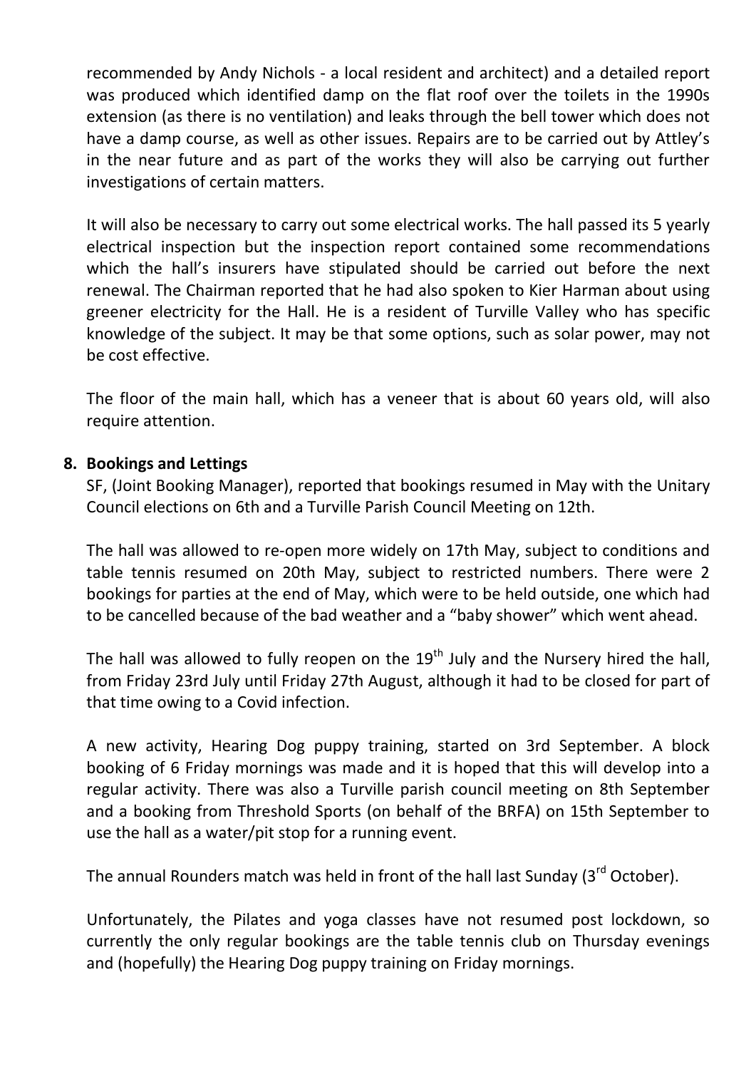recommended by Andy Nichols - a local resident and architect) and a detailed report was produced which identified damp on the flat roof over the toilets in the 1990s extension (as there is no ventilation) and leaks through the bell tower which does not have a damp course, as well as other issues. Repairs are to be carried out by Attley's in the near future and as part of the works they will also be carrying out further investigations of certain matters.

It will also be necessary to carry out some electrical works. The hall passed its 5 yearly electrical inspection but the inspection report contained some recommendations which the hall's insurers have stipulated should be carried out before the next renewal. The Chairman reported that he had also spoken to Kier Harman about using greener electricity for the Hall. He is a resident of Turville Valley who has specific knowledge of the subject. It may be that some options, such as solar power, may not be cost effective.

The floor of the main hall, which has a veneer that is about 60 years old, will also require attention.

**8. Bookings and Lettings**

SF, (Joint Booking Manager), reported that bookings resumed in May with the Unitary Council elections on 6th and a Turville Parish Council Meeting on 12th.

The hall was allowed to re-open more widely on 17th May, subject to conditions and table tennis resumed on 20th May, subject to restricted numbers. There were 2 bookings for parties at the end of May, which were to be held outside, one which had to be cancelled because of the bad weather and a "baby shower" which went ahead.

The hall was allowed to fully reopen on the 19th July and the Nursery hired the hall, from Friday 23rd July until Friday 27th August, although it had to be closed for part of that time owing to a Covid infection.

A new activity, Hearing Dog puppy training, started on 3rd September. A block booking of 6 Friday mornings was made and it is hoped that this will develop into a regular activity. There was also a Turville parish council meeting on 8th September and a booking from Threshold Sports (on behalf of the BRFA) on 15th September to use the hall as a water/pit stop for a running event.

The annual Rounders match was held in front of the hall last Sunday (3rd October).

Unfortunately, the Pilates and yoga classes have not resumed post lockdown, so currently the only regular bookings are the table tennis club on Thursday evenings and (hopefully) the Hearing Dog puppy training on Friday mornings.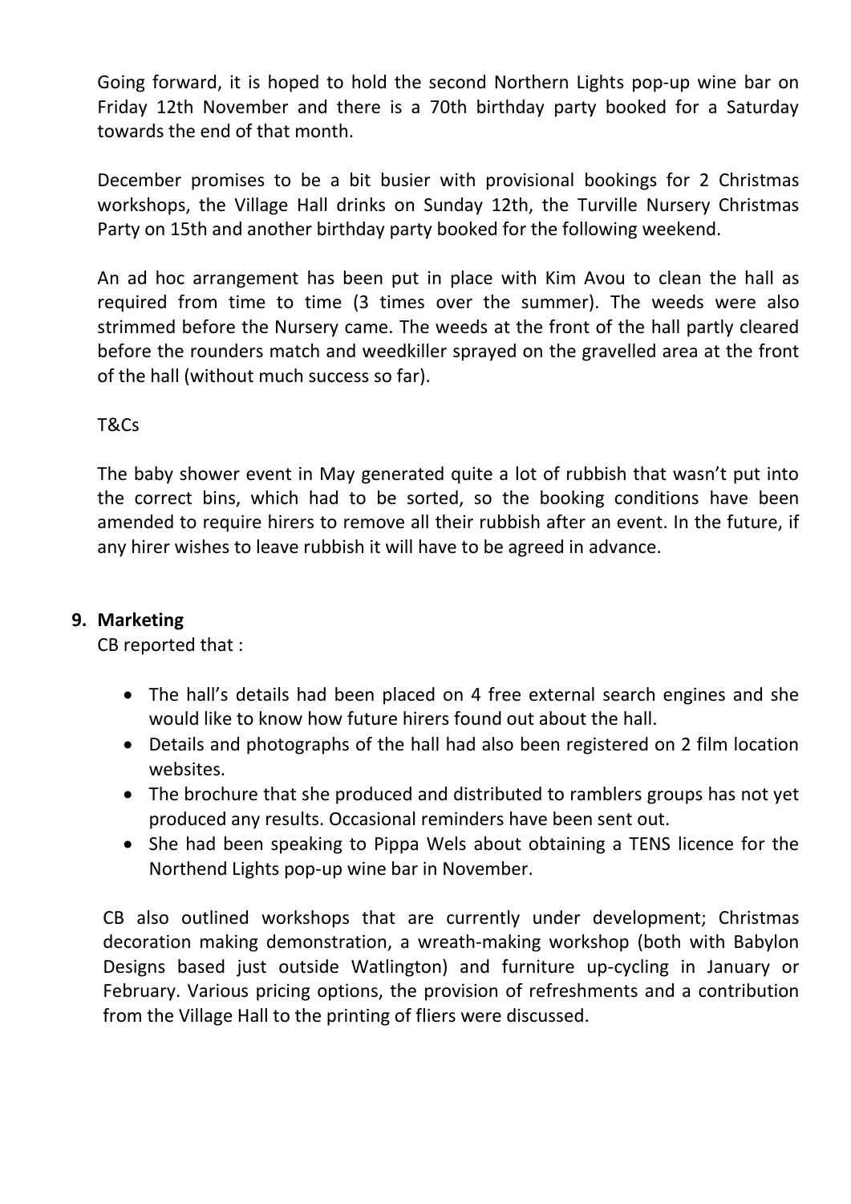Going forward, it is hoped to hold the second Northern Lights pop-up wine bar on Friday 12th November and there is a 70th birthday party booked for a Saturday towards the end of that month.

December promises to be a bit busier with provisional bookings for 2 Christmas workshops, the Village Hall drinks on Sunday 12th, the Turville Nursery Christmas Party on 15th and another birthday party booked for the following weekend.

An ad hoc arrangement has been put in place with Kim Avou to clean the hall as required from time to time (3 times over the summer). The weeds were also strimmed before the Nursery came. The weeds at the front of the hall partly cleared before the rounders match and weedkiller sprayed on the gravelled area at the front of the hall (without much success so far).

T&Cs

The baby shower event in May generated quite a lot of rubbish that wasn't put into the correct bins, which had to be sorted, so the booking conditions have been amended to require hirers to remove all their rubbish after an event. In the future, if any hirer wishes to leave rubbish it will have to be agreed in advance.

**9. Marketing**

CB reported that :

- The hall's details had been placed on 4 free external search engines and she would like to know how future hirers found out about the hall.
- Details and photographs of the hall had also been registered on 2 film location websites.
- The brochure that she produced and distributed to ramblers groups has not yet produced any results. Occasional reminders have been sent out.
- She had been speaking to Pippa Wels about obtaining a TENS licence for the Northend Lights pop-up wine bar in November.

CB also outlined workshops that are currently under development; Christmas decoration making demonstration, a wreath-making workshop (both with Babylon Designs based just outside Watlington) and furniture up-cycling in January or February. Various pricing options, the provision of refreshments and a contribution from the Village Hall to the printing of fliers were discussed.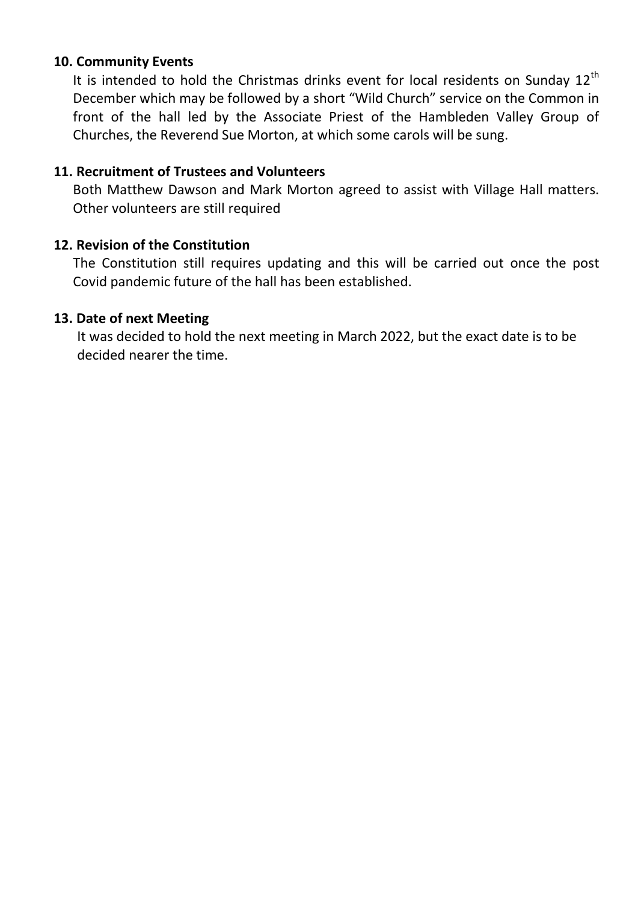**10. Community Events**

It is intended to hold the Christmas drinks event for local residents on Sunday 12th December which may be followed by a short "Wild Church" service on the Common in front of the hall led by the Associate Priest of the Hambleden Valley Group of Churches, the Reverend Sue Morton, at which some carols will be sung.

**11. Recruitment of Trustees and Volunteers**

Both Matthew Dawson and Mark Morton agreed to assist with Village Hall matters. Other volunteers are still required

**12. Revision of the Constitution**

The Constitution still requires updating and this will be carried out once the post Covid pandemic future of the hall has been established.

**13. Date of next Meeting**

It was decided to hold the next meeting in March 2022, but the exact date is to be decided nearer the time.